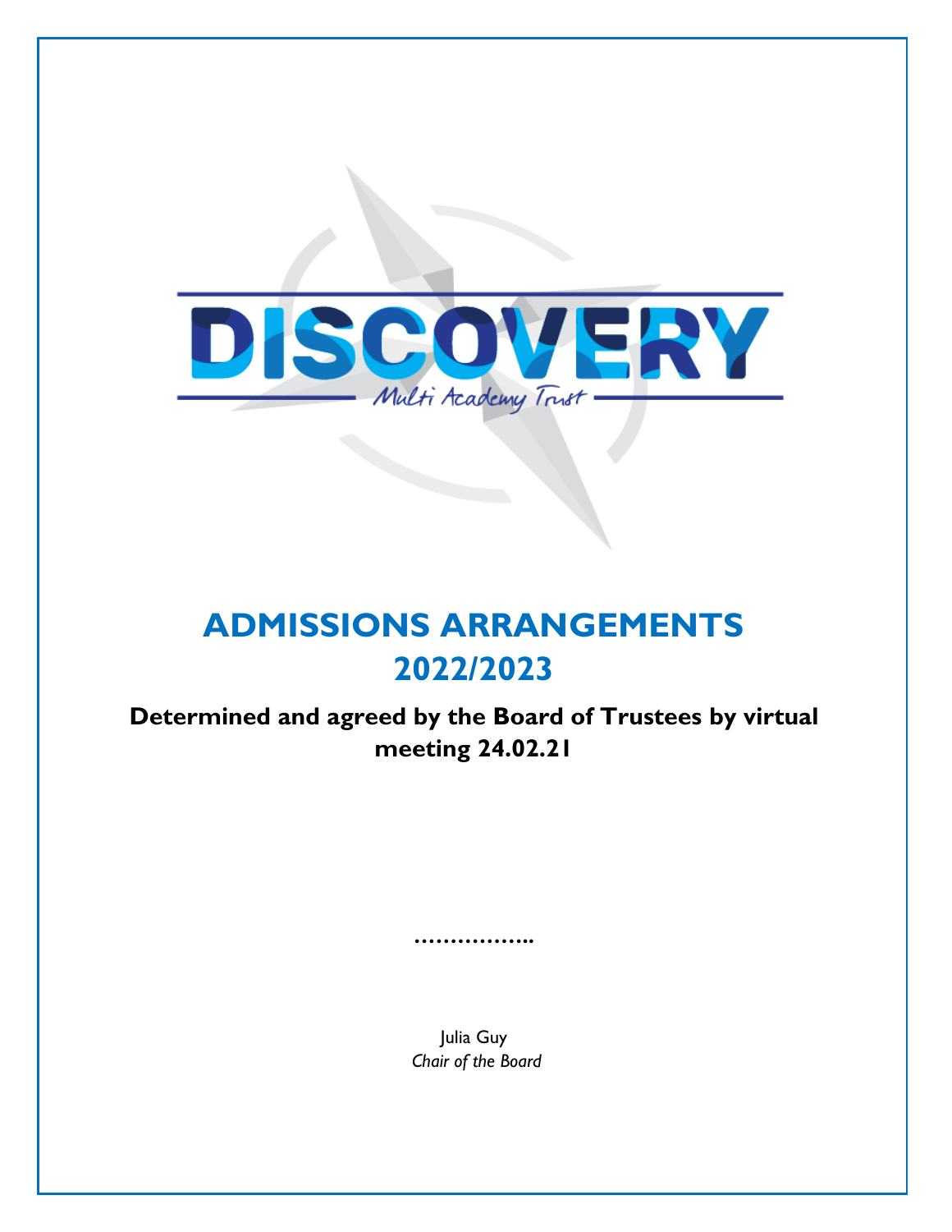# DISCOVERY

*Multi Academy Trust*

# ADMISSIONS ARRANGEMENTS 2022/2023

**Determined and agreed by the Board of Trustees by virtual meeting 24.02.21**

……………..

Julia Guy
*Chair of the Board*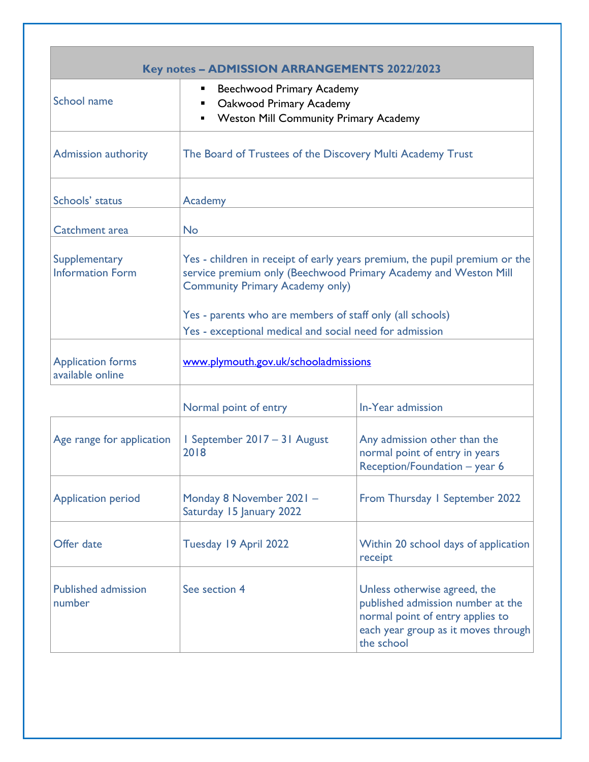| Key notes – ADMISSION ARRANGEMENTS 2022/2023 | | |
|---|---|---|
| School name | ▪ Beechwood Primary Academy<br>▪ Oakwood Primary Academy<br>▪ Weston Mill Community Primary Academy | |
| Admission authority | The Board of Trustees of the Discovery Multi Academy Trust | |
| Schools' status | Academy | |
| Catchment area | No | |
| Supplementary Information Form | Yes - children in receipt of early years premium, the pupil premium or the service premium only (Beechwood Primary Academy and Weston Mill Community Primary Academy only)<br><br>Yes - parents who are members of staff only (all schools)<br>Yes - exceptional medical and social need for admission | |
| Application forms available online | www.plymouth.gov.uk/schooladmissions | |
| | Normal point of entry | In-Year admission |
| Age range for application | 1 September 2017 – 31 August 2018 | Any admission other than the normal point of entry in years Reception/Foundation – year 6 |
| Application period | Monday 8 November 2021 – Saturday 15 January 2022 | From Thursday 1 September 2022 |
| Offer date | Tuesday 19 April 2022 | Within 20 school days of application receipt |
| Published admission number | See section 4 | Unless otherwise agreed, the published admission number at the normal point of entry applies to each year group as it moves through the school |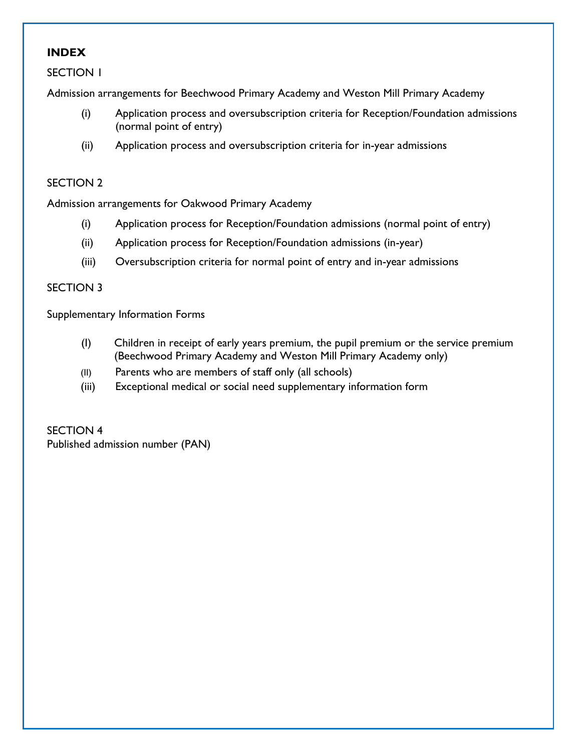# INDEX

SECTION 1

Admission arrangements for Beechwood Primary Academy and Weston Mill Primary Academy

- (i) Application process and oversubscription criteria for Reception/Foundation admissions (normal point of entry)
- (ii) Application process and oversubscription criteria for in-year admissions

SECTION 2

Admission arrangements for Oakwood Primary Academy

- (i) Application process for Reception/Foundation admissions (normal point of entry)
- (ii) Application process for Reception/Foundation admissions (in-year)
- (iii) Oversubscription criteria for normal point of entry and in-year admissions

SECTION 3

Supplementary Information Forms

- (I) Children in receipt of early years premium, the pupil premium or the service premium (Beechwood Primary Academy and Weston Mill Primary Academy only)
- (II) Parents who are members of staff only (all schools)
- (iii) Exceptional medical or social need supplementary information form

SECTION 4
Published admission number (PAN)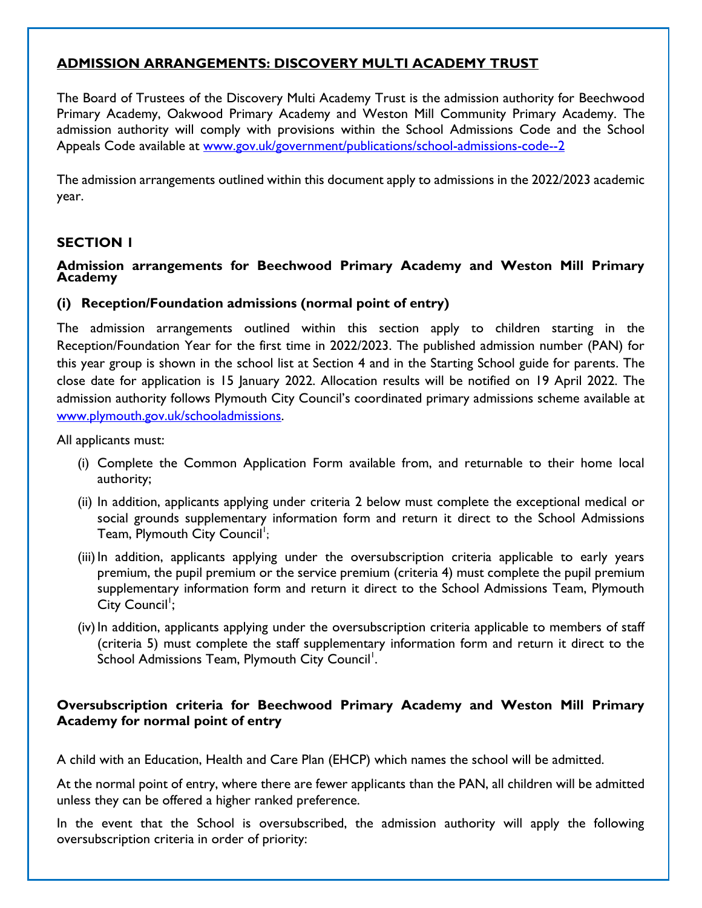## ADMISSION ARRANGEMENTS: DISCOVERY MULTI ACADEMY TRUST

The Board of Trustees of the Discovery Multi Academy Trust is the admission authority for Beechwood Primary Academy, Oakwood Primary Academy and Weston Mill Community Primary Academy. The admission authority will comply with provisions within the School Admissions Code and the School Appeals Code available at [www.gov.uk/government/publications/school-admissions-code--2](www.gov.uk/government/publications/school-admissions-code--2)

The admission arrangements outlined within this document apply to admissions in the 2022/2023 academic year.

### SECTION 1

#### Admission arrangements for Beechwood Primary Academy and Weston Mill Primary Academy

#### (i) Reception/Foundation admissions (normal point of entry)

The admission arrangements outlined within this section apply to children starting in the Reception/Foundation Year for the first time in 2022/2023. The published admission number (PAN) for this year group is shown in the school list at Section 4 and in the Starting School guide for parents. The close date for application is 15 January 2022. Allocation results will be notified on 19 April 2022. The admission authority follows Plymouth City Council's coordinated primary admissions scheme available at [www.plymouth.gov.uk/schooladmissions](www.plymouth.gov.uk/schooladmissions).

All applicants must:

(i) Complete the Common Application Form available from, and returnable to their home local authority;

(ii) In addition, applicants applying under criteria 2 below must complete the exceptional medical or social grounds supplementary information form and return it direct to the School Admissions Team, Plymouth City Council[1];

(iii) In addition, applicants applying under the oversubscription criteria applicable to early years premium, the pupil premium or the service premium (criteria 4) must complete the pupil premium supplementary information form and return it direct to the School Admissions Team, Plymouth City Council[1];

(iv) In addition, applicants applying under the oversubscription criteria applicable to members of staff (criteria 5) must complete the staff supplementary information form and return it direct to the School Admissions Team, Plymouth City Council[1].

#### Oversubscription criteria for Beechwood Primary Academy and Weston Mill Primary Academy for normal point of entry

A child with an Education, Health and Care Plan (EHCP) which names the school will be admitted.

At the normal point of entry, where there are fewer applicants than the PAN, all children will be admitted unless they can be offered a higher ranked preference.

In the event that the School is oversubscribed, the admission authority will apply the following oversubscription criteria in order of priority: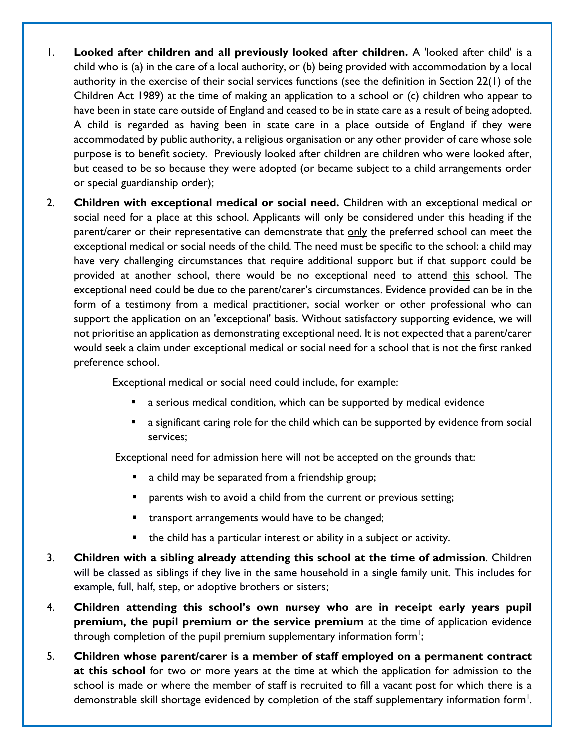1. **Looked after children and all previously looked after children.** A 'looked after child' is a child who is (a) in the care of a local authority, or (b) being provided with accommodation by a local authority in the exercise of their social services functions (see the definition in Section 22(1) of the Children Act 1989) at the time of making an application to a school or (c) children who appear to have been in state care outside of England and ceased to be in state care as a result of being adopted. A child is regarded as having been in state care in a place outside of England if they were accommodated by public authority, a religious organisation or any other provider of care whose sole purpose is to benefit society. Previously looked after children are children who were looked after, but ceased to be so because they were adopted (or became subject to a child arrangements order or special guardianship order);

2. **Children with exceptional medical or social need.** Children with an exceptional medical or social need for a place at this school. Applicants will only be considered under this heading if the parent/carer or their representative can demonstrate that only the preferred school can meet the exceptional medical or social needs of the child. The need must be specific to the school: a child may have very challenging circumstances that require additional support but if that support could be provided at another school, there would be no exceptional need to attend this school. The exceptional need could be due to the parent/carer's circumstances. Evidence provided can be in the form of a testimony from a medical practitioner, social worker or other professional who can support the application on an 'exceptional' basis. Without satisfactory supporting evidence, we will not prioritise an application as demonstrating exceptional need. It is not expected that a parent/carer would seek a claim under exceptional medical or social need for a school that is not the first ranked preference school.

   Exceptional medical or social need could include, for example:

   - a serious medical condition, which can be supported by medical evidence
   - a significant caring role for the child which can be supported by evidence from social services;

   Exceptional need for admission here will not be accepted on the grounds that:

   - a child may be separated from a friendship group;
   - parents wish to avoid a child from the current or previous setting;
   - transport arrangements would have to be changed;
   - the child has a particular interest or ability in a subject or activity.

3. **Children with a sibling already attending this school at the time of admission**. Children will be classed as siblings if they live in the same household in a single family unit. This includes for example, full, half, step, or adoptive brothers or sisters;

4. **Children attending this school's own nursey who are in receipt early years pupil premium, the pupil premium or the service premium** at the time of application evidence through completion of the pupil premium supplementary information form[1];

5. **Children whose parent/carer is a member of staff employed on a permanent contract at this school** for two or more years at the time at which the application for admission to the school is made or where the member of staff is recruited to fill a vacant post for which there is a demonstrable skill shortage evidenced by completion of the staff supplementary information form[1].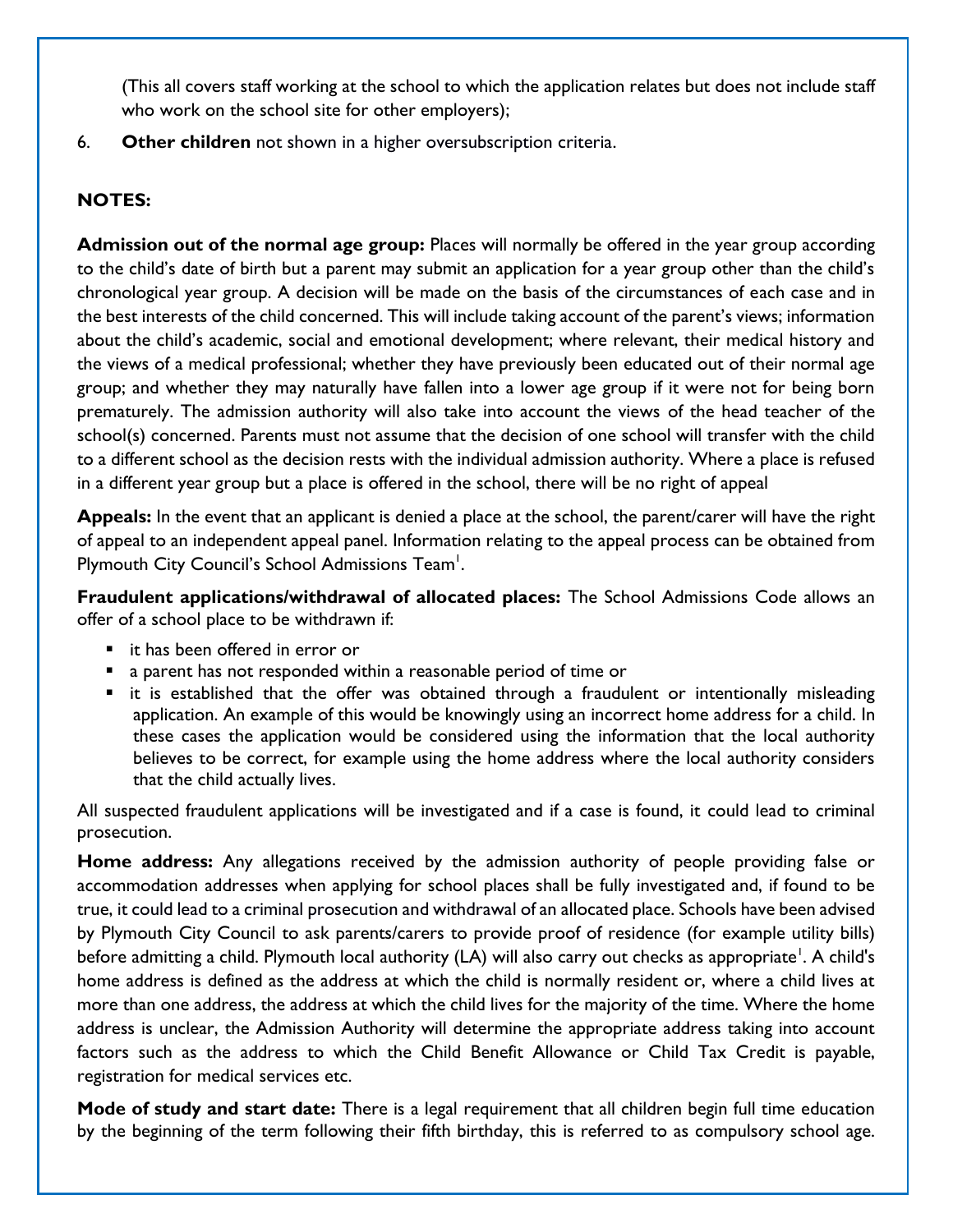(This all covers staff working at the school to which the application relates but does not include staff who work on the school site for other employers);

6. **Other children** not shown in a higher oversubscription criteria.

**NOTES:**

**Admission out of the normal age group:** Places will normally be offered in the year group according to the child's date of birth but a parent may submit an application for a year group other than the child's chronological year group. A decision will be made on the basis of the circumstances of each case and in the best interests of the child concerned. This will include taking account of the parent's views; information about the child's academic, social and emotional development; where relevant, their medical history and the views of a medical professional; whether they have previously been educated out of their normal age group; and whether they may naturally have fallen into a lower age group if it were not for being born prematurely. The admission authority will also take into account the views of the head teacher of the school(s) concerned. Parents must not assume that the decision of one school will transfer with the child to a different school as the decision rests with the individual admission authority. Where a place is refused in a different year group but a place is offered in the school, there will be no right of appeal

**Appeals:** In the event that an applicant is denied a place at the school, the parent/carer will have the right of appeal to an independent appeal panel. Information relating to the appeal process can be obtained from Plymouth City Council's School Admissions Team[1].

**Fraudulent applications/withdrawal of allocated places:** The School Admissions Code allows an offer of a school place to be withdrawn if:

- it has been offered in error or
- a parent has not responded within a reasonable period of time or
- it is established that the offer was obtained through a fraudulent or intentionally misleading application. An example of this would be knowingly using an incorrect home address for a child. In these cases the application would be considered using the information that the local authority believes to be correct, for example using the home address where the local authority considers that the child actually lives.

All suspected fraudulent applications will be investigated and if a case is found, it could lead to criminal prosecution.

**Home address:** Any allegations received by the admission authority of people providing false or accommodation addresses when applying for school places shall be fully investigated and, if found to be true, it could lead to a criminal prosecution and withdrawal of an allocated place. Schools have been advised by Plymouth City Council to ask parents/carers to provide proof of residence (for example utility bills) before admitting a child. Plymouth local authority (LA) will also carry out checks as appropriate[1]. A child's home address is defined as the address at which the child is normally resident or, where a child lives at more than one address, the address at which the child lives for the majority of the time. Where the home address is unclear, the Admission Authority will determine the appropriate address taking into account factors such as the address to which the Child Benefit Allowance or Child Tax Credit is payable, registration for medical services etc.

**Mode of study and start date:** There is a legal requirement that all children begin full time education by the beginning of the term following their fifth birthday, this is referred to as compulsory school age.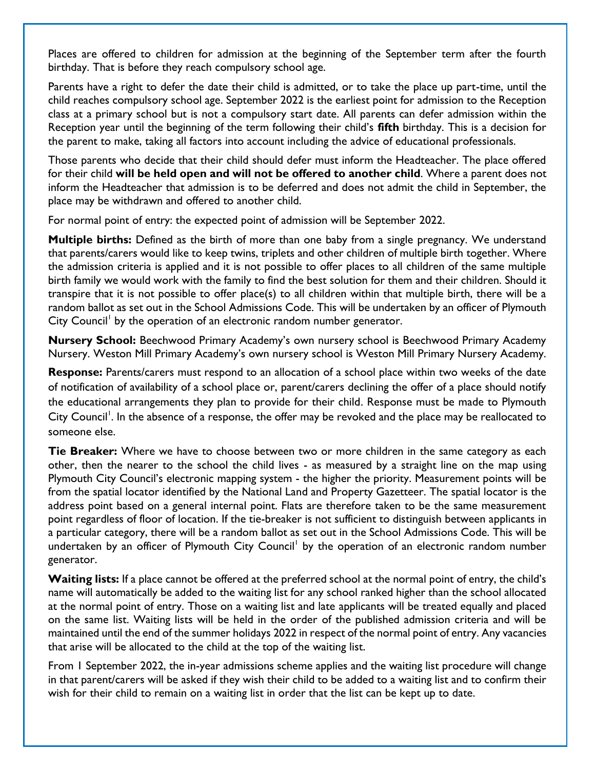Places are offered to children for admission at the beginning of the September term after the fourth birthday. That is before they reach compulsory school age.

Parents have a right to defer the date their child is admitted, or to take the place up part-time, until the child reaches compulsory school age. September 2022 is the earliest point for admission to the Reception class at a primary school but is not a compulsory start date. All parents can defer admission within the Reception year until the beginning of the term following their child's **fifth** birthday. This is a decision for the parent to make, taking all factors into account including the advice of educational professionals.

Those parents who decide that their child should defer must inform the Headteacher. The place offered for their child **will be held open and will not be offered to another child**. Where a parent does not inform the Headteacher that admission is to be deferred and does not admit the child in September, the place may be withdrawn and offered to another child.

For normal point of entry: the expected point of admission will be September 2022.

**Multiple births:** Defined as the birth of more than one baby from a single pregnancy. We understand that parents/carers would like to keep twins, triplets and other children of multiple birth together. Where the admission criteria is applied and it is not possible to offer places to all children of the same multiple birth family we would work with the family to find the best solution for them and their children. Should it transpire that it is not possible to offer place(s) to all children within that multiple birth, there will be a random ballot as set out in the School Admissions Code. This will be undertaken by an officer of Plymouth City Council[1] by the operation of an electronic random number generator.

**Nursery School:** Beechwood Primary Academy's own nursery school is Beechwood Primary Academy Nursery. Weston Mill Primary Academy's own nursery school is Weston Mill Primary Nursery Academy.

**Response:** Parents/carers must respond to an allocation of a school place within two weeks of the date of notification of availability of a school place or, parent/carers declining the offer of a place should notify the educational arrangements they plan to provide for their child. Response must be made to Plymouth City Council[1]. In the absence of a response, the offer may be revoked and the place may be reallocated to someone else.

**Tie Breaker:** Where we have to choose between two or more children in the same category as each other, then the nearer to the school the child lives - as measured by a straight line on the map using Plymouth City Council's electronic mapping system - the higher the priority. Measurement points will be from the spatial locator identified by the National Land and Property Gazetteer. The spatial locator is the address point based on a general internal point. Flats are therefore taken to be the same measurement point regardless of floor of location. If the tie-breaker is not sufficient to distinguish between applicants in a particular category, there will be a random ballot as set out in the School Admissions Code. This will be undertaken by an officer of Plymouth City Council[1] by the operation of an electronic random number generator.

**Waiting lists:** If a place cannot be offered at the preferred school at the normal point of entry, the child's name will automatically be added to the waiting list for any school ranked higher than the school allocated at the normal point of entry. Those on a waiting list and late applicants will be treated equally and placed on the same list. Waiting lists will be held in the order of the published admission criteria and will be maintained until the end of the summer holidays 2022 in respect of the normal point of entry. Any vacancies that arise will be allocated to the child at the top of the waiting list.

From 1 September 2022, the in-year admissions scheme applies and the waiting list procedure will change in that parent/carers will be asked if they wish their child to be added to a waiting list and to confirm their wish for their child to remain on a waiting list in order that the list can be kept up to date.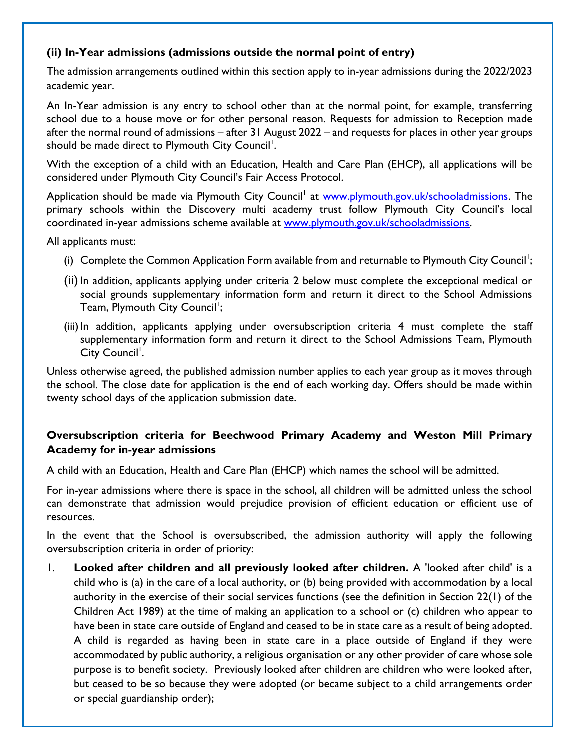**(ii) In-Year admissions (admissions outside the normal point of entry)**

The admission arrangements outlined within this section apply to in-year admissions during the 2022/2023 academic year.

An In-Year admission is any entry to school other than at the normal point, for example, transferring school due to a house move or for other personal reason. Requests for admission to Reception made after the normal round of admissions – after 31 August 2022 – and requests for places in other year groups should be made direct to Plymouth City Council[1].

With the exception of a child with an Education, Health and Care Plan (EHCP), all applications will be considered under Plymouth City Council's Fair Access Protocol.

Application should be made via Plymouth City Council[1] at www.plymouth.gov.uk/schooladmissions. The primary schools within the Discovery multi academy trust follow Plymouth City Council's local coordinated in-year admissions scheme available at www.plymouth.gov.uk/schooladmissions.

All applicants must:

(i) Complete the Common Application Form available from and returnable to Plymouth City Council[1];

(ii) In addition, applicants applying under criteria 2 below must complete the exceptional medical or social grounds supplementary information form and return it direct to the School Admissions Team, Plymouth City Council[1];

(iii) In addition, applicants applying under oversubscription criteria 4 must complete the staff supplementary information form and return it direct to the School Admissions Team, Plymouth City Council[1].

Unless otherwise agreed, the published admission number applies to each year group as it moves through the school. The close date for application is the end of each working day. Offers should be made within twenty school days of the application submission date.

**Oversubscription criteria for Beechwood Primary Academy and Weston Mill Primary Academy for in-year admissions**

A child with an Education, Health and Care Plan (EHCP) which names the school will be admitted.

For in-year admissions where there is space in the school, all children will be admitted unless the school can demonstrate that admission would prejudice provision of efficient education or efficient use of resources.

In the event that the School is oversubscribed, the admission authority will apply the following oversubscription criteria in order of priority:

1. **Looked after children and all previously looked after children.** A 'looked after child' is a child who is (a) in the care of a local authority, or (b) being provided with accommodation by a local authority in the exercise of their social services functions (see the definition in Section 22(1) of the Children Act 1989) at the time of making an application to a school or (c) children who appear to have been in state care outside of England and ceased to be in state care as a result of being adopted. A child is regarded as having been in state care in a place outside of England if they were accommodated by public authority, a religious organisation or any other provider of care whose sole purpose is to benefit society. Previously looked after children are children who were looked after, but ceased to be so because they were adopted (or became subject to a child arrangements order or special guardianship order);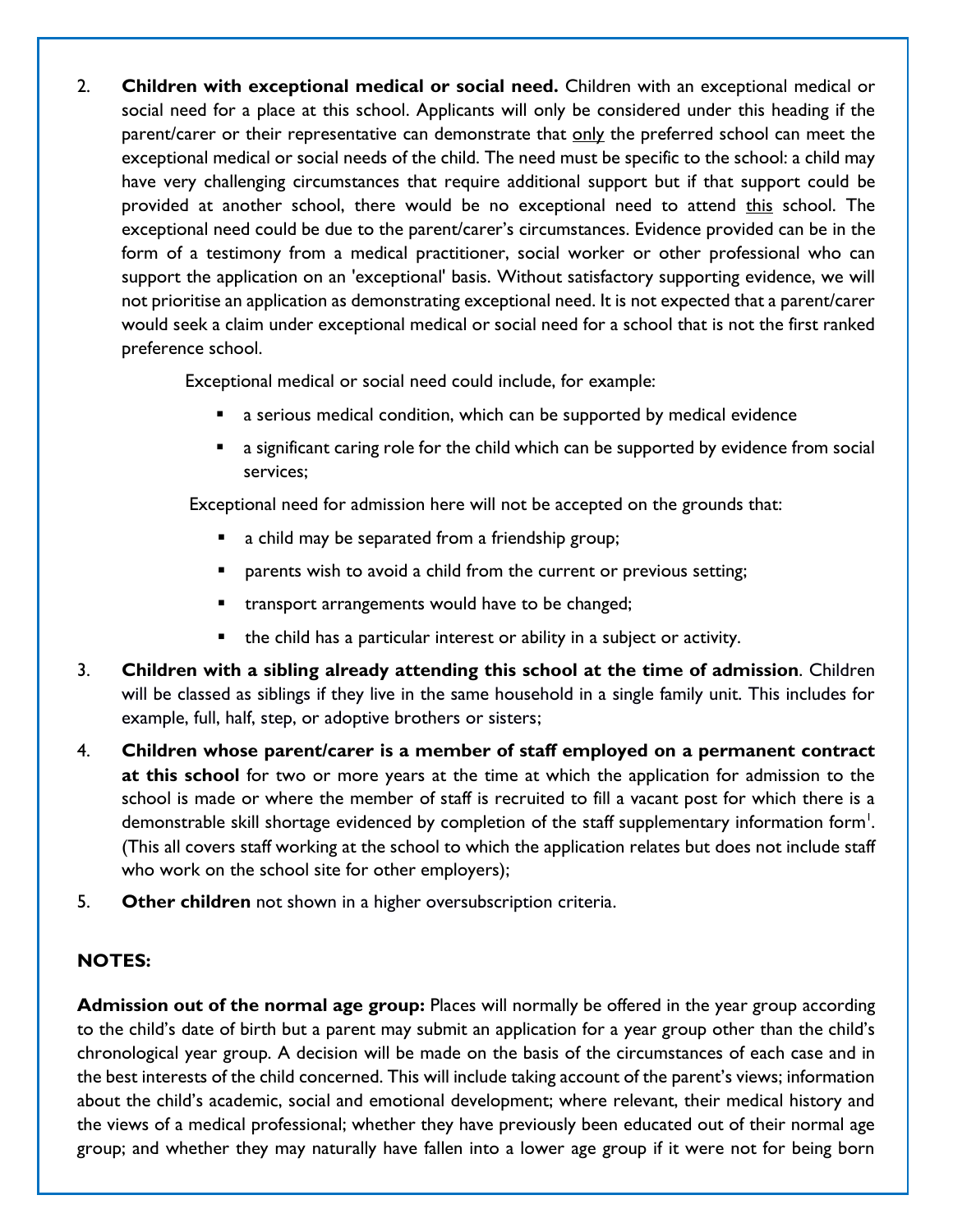2. **Children with exceptional medical or social need.** Children with an exceptional medical or social need for a place at this school. Applicants will only be considered under this heading if the parent/carer or their representative can demonstrate that only the preferred school can meet the exceptional medical or social needs of the child. The need must be specific to the school: a child may have very challenging circumstances that require additional support but if that support could be provided at another school, there would be no exceptional need to attend this school. The exceptional need could be due to the parent/carer's circumstances. Evidence provided can be in the form of a testimony from a medical practitioner, social worker or other professional who can support the application on an 'exceptional' basis. Without satisfactory supporting evidence, we will not prioritise an application as demonstrating exceptional need. It is not expected that a parent/carer would seek a claim under exceptional medical or social need for a school that is not the first ranked preference school.

   Exceptional medical or social need could include, for example:

   - a serious medical condition, which can be supported by medical evidence
   - a significant caring role for the child which can be supported by evidence from social services;

   Exceptional need for admission here will not be accepted on the grounds that:

   - a child may be separated from a friendship group;
   - parents wish to avoid a child from the current or previous setting;
   - transport arrangements would have to be changed;
   - the child has a particular interest or ability in a subject or activity.

3. **Children with a sibling already attending this school at the time of admission**. Children will be classed as siblings if they live in the same household in a single family unit. This includes for example, full, half, step, or adoptive brothers or sisters;

4. **Children whose parent/carer is a member of staff employed on a permanent contract at this school** for two or more years at the time at which the application for admission to the school is made or where the member of staff is recruited to fill a vacant post for which there is a demonstrable skill shortage evidenced by completion of the staff supplementary information form[1]. (This all covers staff working at the school to which the application relates but does not include staff who work on the school site for other employers);

5. **Other children** not shown in a higher oversubscription criteria.

## NOTES:

**Admission out of the normal age group:** Places will normally be offered in the year group according to the child's date of birth but a parent may submit an application for a year group other than the child's chronological year group. A decision will be made on the basis of the circumstances of each case and in the best interests of the child concerned. This will include taking account of the parent's views; information about the child's academic, social and emotional development; where relevant, their medical history and the views of a medical professional; whether they have previously been educated out of their normal age group; and whether they may naturally have fallen into a lower age group if it were not for being born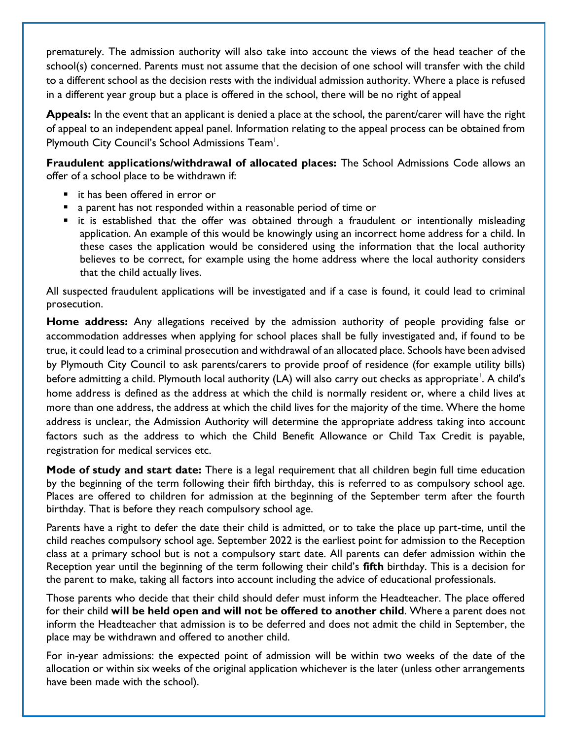prematurely. The admission authority will also take into account the views of the head teacher of the school(s) concerned. Parents must not assume that the decision of one school will transfer with the child to a different school as the decision rests with the individual admission authority. Where a place is refused in a different year group but a place is offered in the school, there will be no right of appeal

**Appeals:** In the event that an applicant is denied a place at the school, the parent/carer will have the right of appeal to an independent appeal panel. Information relating to the appeal process can be obtained from Plymouth City Council's School Admissions Team[1].

**Fraudulent applications/withdrawal of allocated places:** The School Admissions Code allows an offer of a school place to be withdrawn if:

- it has been offered in error or
- a parent has not responded within a reasonable period of time or
- it is established that the offer was obtained through a fraudulent or intentionally misleading application. An example of this would be knowingly using an incorrect home address for a child. In these cases the application would be considered using the information that the local authority believes to be correct, for example using the home address where the local authority considers that the child actually lives.

All suspected fraudulent applications will be investigated and if a case is found, it could lead to criminal prosecution.

**Home address:** Any allegations received by the admission authority of people providing false or accommodation addresses when applying for school places shall be fully investigated and, if found to be true, it could lead to a criminal prosecution and withdrawal of an allocated place. Schools have been advised by Plymouth City Council to ask parents/carers to provide proof of residence (for example utility bills) before admitting a child. Plymouth local authority (LA) will also carry out checks as appropriate[1]. A child's home address is defined as the address at which the child is normally resident or, where a child lives at more than one address, the address at which the child lives for the majority of the time. Where the home address is unclear, the Admission Authority will determine the appropriate address taking into account factors such as the address to which the Child Benefit Allowance or Child Tax Credit is payable, registration for medical services etc.

**Mode of study and start date:** There is a legal requirement that all children begin full time education by the beginning of the term following their fifth birthday, this is referred to as compulsory school age. Places are offered to children for admission at the beginning of the September term after the fourth birthday. That is before they reach compulsory school age.

Parents have a right to defer the date their child is admitted, or to take the place up part-time, until the child reaches compulsory school age. September 2022 is the earliest point for admission to the Reception class at a primary school but is not a compulsory start date. All parents can defer admission within the Reception year until the beginning of the term following their child's **fifth** birthday. This is a decision for the parent to make, taking all factors into account including the advice of educational professionals.

Those parents who decide that their child should defer must inform the Headteacher. The place offered for their child **will be held open and will not be offered to another child**. Where a parent does not inform the Headteacher that admission is to be deferred and does not admit the child in September, the place may be withdrawn and offered to another child.

For in-year admissions: the expected point of admission will be within two weeks of the date of the allocation or within six weeks of the original application whichever is the later (unless other arrangements have been made with the school).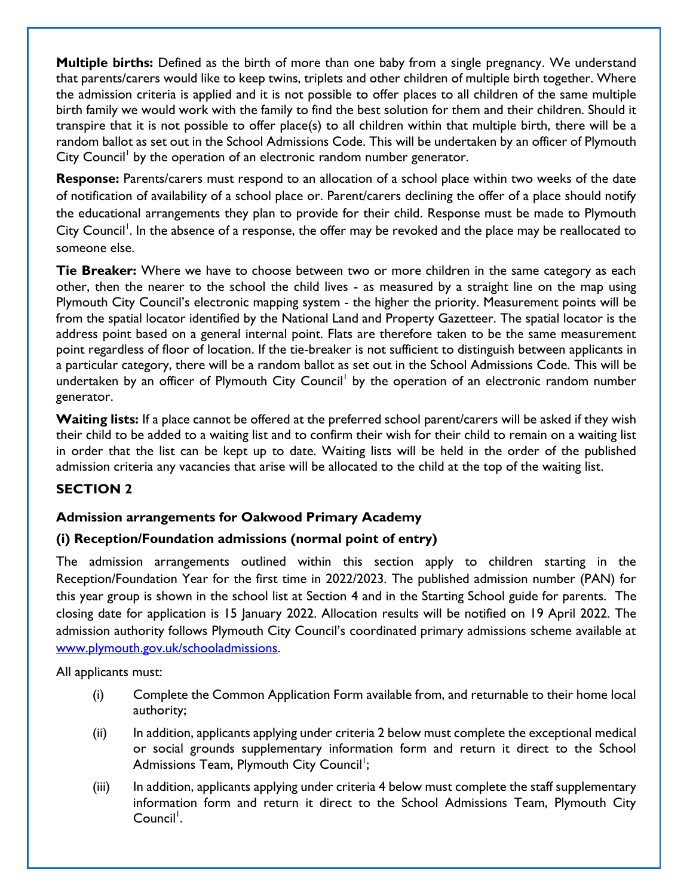**Multiple births:** Defined as the birth of more than one baby from a single pregnancy. We understand that parents/carers would like to keep twins, triplets and other children of multiple birth together. Where the admission criteria is applied and it is not possible to offer places to all children of the same multiple birth family we would work with the family to find the best solution for them and their children. Should it transpire that it is not possible to offer place(s) to all children within that multiple birth, there will be a random ballot as set out in the School Admissions Code. This will be undertaken by an officer of Plymouth City Council[1] by the operation of an electronic random number generator.

**Response:** Parents/carers must respond to an allocation of a school place within two weeks of the date of notification of availability of a school place or. Parent/carers declining the offer of a place should notify the educational arrangements they plan to provide for their child. Response must be made to Plymouth City Council[1]. In the absence of a response, the offer may be revoked and the place may be reallocated to someone else.

**Tie Breaker:** Where we have to choose between two or more children in the same category as each other, then the nearer to the school the child lives - as measured by a straight line on the map using Plymouth City Council's electronic mapping system - the higher the priority. Measurement points will be from the spatial locator identified by the National Land and Property Gazetteer. The spatial locator is the address point based on a general internal point. Flats are therefore taken to be the same measurement point regardless of floor of location. If the tie-breaker is not sufficient to distinguish between applicants in a particular category, there will be a random ballot as set out in the School Admissions Code. This will be undertaken by an officer of Plymouth City Council[1] by the operation of an electronic random number generator.

**Waiting lists:** If a place cannot be offered at the preferred school parent/carers will be asked if they wish their child to be added to a waiting list and to confirm their wish for their child to remain on a waiting list in order that the list can be kept up to date. Waiting lists will be held in the order of the published admission criteria any vacancies that arise will be allocated to the child at the top of the waiting list.

## SECTION 2

### Admission arrangements for Oakwood Primary Academy

### (i) Reception/Foundation admissions (normal point of entry)

The admission arrangements outlined within this section apply to children starting in the Reception/Foundation Year for the first time in 2022/2023. The published admission number (PAN) for this year group is shown in the school list at Section 4 and in the Starting School guide for parents. The closing date for application is 15 January 2022. Allocation results will be notified on 19 April 2022. The admission authority follows Plymouth City Council's coordinated primary admissions scheme available at [www.plymouth.gov.uk/schooladmissions](www.plymouth.gov.uk/schooladmissions).

All applicants must:

(i) Complete the Common Application Form available from, and returnable to their home local authority;

(ii) In addition, applicants applying under criteria 2 below must complete the exceptional medical or social grounds supplementary information form and return it direct to the School Admissions Team, Plymouth City Council[1];

(iii) In addition, applicants applying under criteria 4 below must complete the staff supplementary information form and return it direct to the School Admissions Team, Plymouth City Council[1].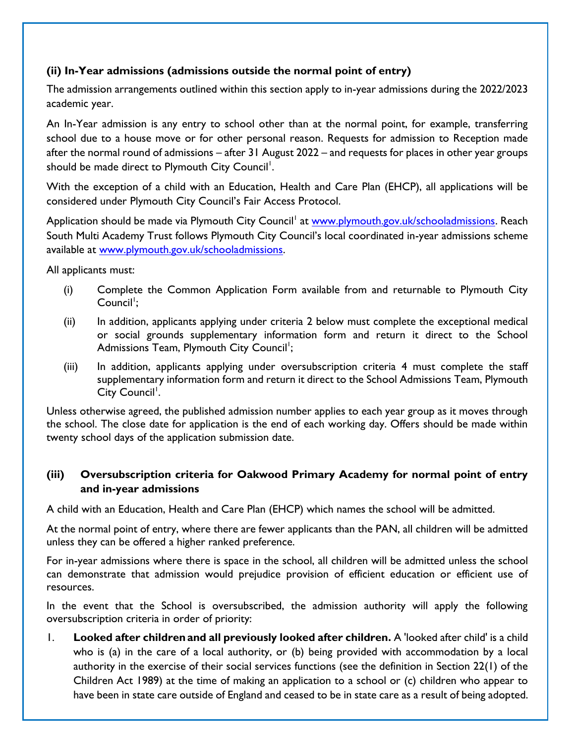### (ii) In-Year admissions (admissions outside the normal point of entry)

The admission arrangements outlined within this section apply to in-year admissions during the 2022/2023 academic year.

An In-Year admission is any entry to school other than at the normal point, for example, transferring school due to a house move or for other personal reason. Requests for admission to Reception made after the normal round of admissions – after 31 August 2022 – and requests for places in other year groups should be made direct to Plymouth City Council[1].

With the exception of a child with an Education, Health and Care Plan (EHCP), all applications will be considered under Plymouth City Council's Fair Access Protocol.

Application should be made via Plymouth City Council[1] at www.plymouth.gov.uk/schooladmissions. Reach South Multi Academy Trust follows Plymouth City Council's local coordinated in-year admissions scheme available at www.plymouth.gov.uk/schooladmissions.

All applicants must:

(i) Complete the Common Application Form available from and returnable to Plymouth City Council[1];

(ii) In addition, applicants applying under criteria 2 below must complete the exceptional medical or social grounds supplementary information form and return it direct to the School Admissions Team, Plymouth City Council[1];

(iii) In addition, applicants applying under oversubscription criteria 4 must complete the staff supplementary information form and return it direct to the School Admissions Team, Plymouth City Council[1].

Unless otherwise agreed, the published admission number applies to each year group as it moves through the school. The close date for application is the end of each working day. Offers should be made within twenty school days of the application submission date.

### (iii) Oversubscription criteria for Oakwood Primary Academy for normal point of entry and in-year admissions

A child with an Education, Health and Care Plan (EHCP) which names the school will be admitted.

At the normal point of entry, where there are fewer applicants than the PAN, all children will be admitted unless they can be offered a higher ranked preference.

For in-year admissions where there is space in the school, all children will be admitted unless the school can demonstrate that admission would prejudice provision of efficient education or efficient use of resources.

In the event that the School is oversubscribed, the admission authority will apply the following oversubscription criteria in order of priority:

1. **Looked after children and all previously looked after children.** A 'looked after child' is a child who is (a) in the care of a local authority, or (b) being provided with accommodation by a local authority in the exercise of their social services functions (see the definition in Section 22(1) of the Children Act 1989) at the time of making an application to a school or (c) children who appear to have been in state care outside of England and ceased to be in state care as a result of being adopted.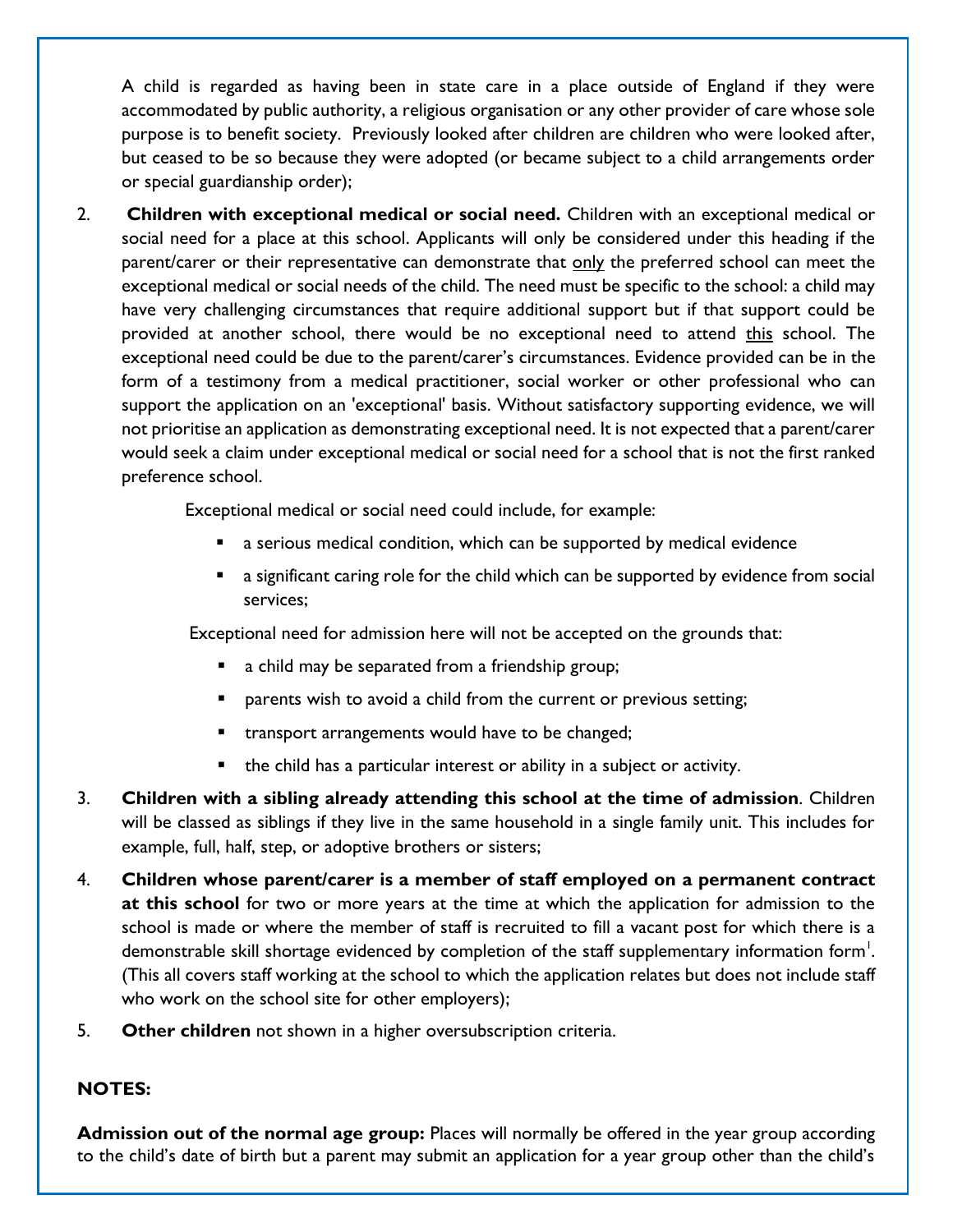A child is regarded as having been in state care in a place outside of England if they were accommodated by public authority, a religious organisation or any other provider of care whose sole purpose is to benefit society. Previously looked after children are children who were looked after, but ceased to be so because they were adopted (or became subject to a child arrangements order or special guardianship order);

2. **Children with exceptional medical or social need.** Children with an exceptional medical or social need for a place at this school. Applicants will only be considered under this heading if the parent/carer or their representative can demonstrate that only the preferred school can meet the exceptional medical or social needs of the child. The need must be specific to the school: a child may have very challenging circumstances that require additional support but if that support could be provided at another school, there would be no exceptional need to attend this school. The exceptional need could be due to the parent/carer's circumstances. Evidence provided can be in the form of a testimony from a medical practitioner, social worker or other professional who can support the application on an 'exceptional' basis. Without satisfactory supporting evidence, we will not prioritise an application as demonstrating exceptional need. It is not expected that a parent/carer would seek a claim under exceptional medical or social need for a school that is not the first ranked preference school.

   Exceptional medical or social need could include, for example:

   - a serious medical condition, which can be supported by medical evidence
   - a significant caring role for the child which can be supported by evidence from social services;

   Exceptional need for admission here will not be accepted on the grounds that:

   - a child may be separated from a friendship group;
   - parents wish to avoid a child from the current or previous setting;
   - transport arrangements would have to be changed;
   - the child has a particular interest or ability in a subject or activity.

3. **Children with a sibling already attending this school at the time of admission**. Children will be classed as siblings if they live in the same household in a single family unit. This includes for example, full, half, step, or adoptive brothers or sisters;

4. **Children whose parent/carer is a member of staff employed on a permanent contract at this school** for two or more years at the time at which the application for admission to the school is made or where the member of staff is recruited to fill a vacant post for which there is a demonstrable skill shortage evidenced by completion of the staff supplementary information form[1]. (This all covers staff working at the school to which the application relates but does not include staff who work on the school site for other employers);

5. **Other children** not shown in a higher oversubscription criteria.

**NOTES:**

**Admission out of the normal age group:** Places will normally be offered in the year group according to the child's date of birth but a parent may submit an application for a year group other than the child's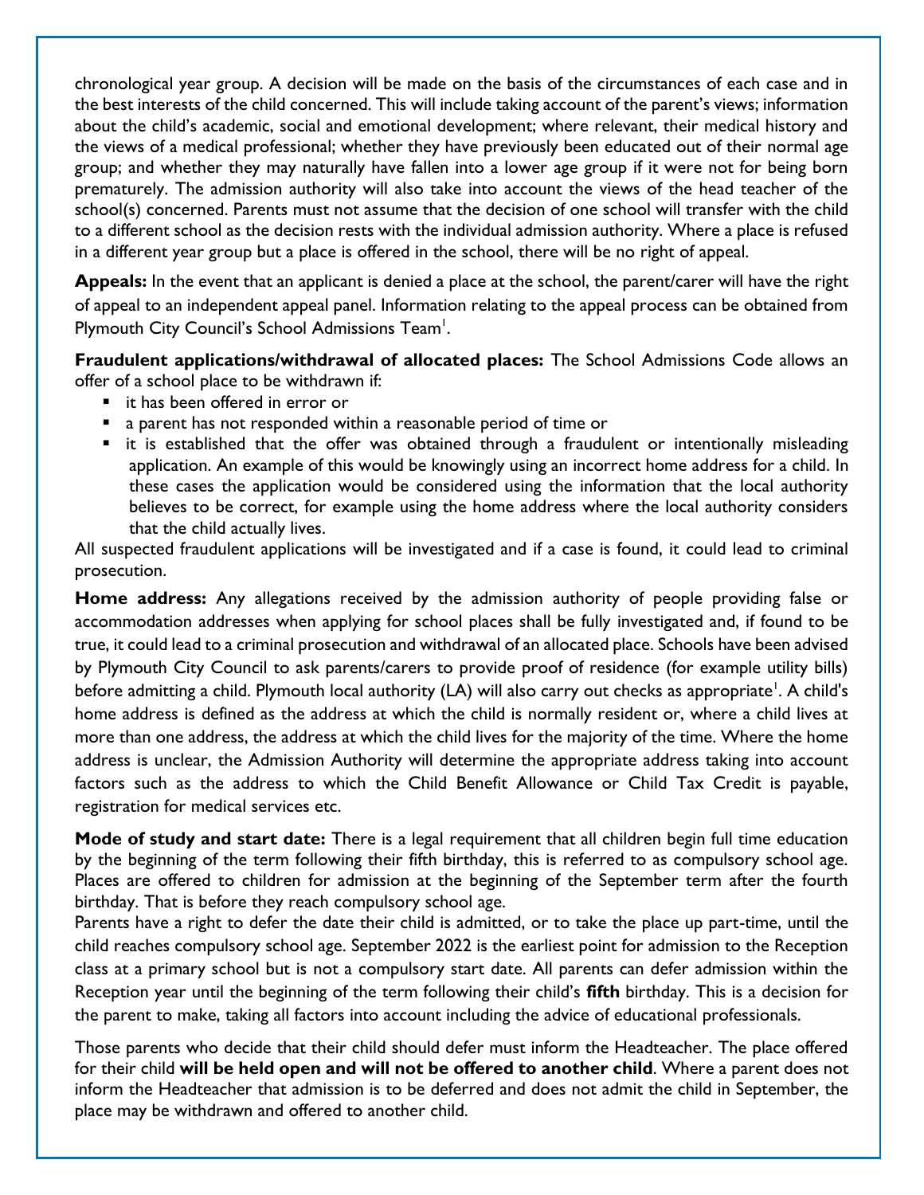chronological year group. A decision will be made on the basis of the circumstances of each case and in the best interests of the child concerned. This will include taking account of the parent's views; information about the child's academic, social and emotional development; where relevant, their medical history and the views of a medical professional; whether they have previously been educated out of their normal age group; and whether they may naturally have fallen into a lower age group if it were not for being born prematurely. The admission authority will also take into account the views of the head teacher of the school(s) concerned. Parents must not assume that the decision of one school will transfer with the child to a different school as the decision rests with the individual admission authority. Where a place is refused in a different year group but a place is offered in the school, there will be no right of appeal.

**Appeals:** In the event that an applicant is denied a place at the school, the parent/carer will have the right of appeal to an independent appeal panel. Information relating to the appeal process can be obtained from Plymouth City Council's School Admissions Team[1].

**Fraudulent applications/withdrawal of allocated places:** The School Admissions Code allows an offer of a school place to be withdrawn if:

- it has been offered in error or
- a parent has not responded within a reasonable period of time or
- it is established that the offer was obtained through a fraudulent or intentionally misleading application. An example of this would be knowingly using an incorrect home address for a child. In these cases the application would be considered using the information that the local authority believes to be correct, for example using the home address where the local authority considers that the child actually lives.

All suspected fraudulent applications will be investigated and if a case is found, it could lead to criminal prosecution.

**Home address:** Any allegations received by the admission authority of people providing false or accommodation addresses when applying for school places shall be fully investigated and, if found to be true, it could lead to a criminal prosecution and withdrawal of an allocated place. Schools have been advised by Plymouth City Council to ask parents/carers to provide proof of residence (for example utility bills) before admitting a child. Plymouth local authority (LA) will also carry out checks as appropriate[1]. A child's home address is defined as the address at which the child is normally resident or, where a child lives at more than one address, the address at which the child lives for the majority of the time. Where the home address is unclear, the Admission Authority will determine the appropriate address taking into account factors such as the address to which the Child Benefit Allowance or Child Tax Credit is payable, registration for medical services etc.

**Mode of study and start date:** There is a legal requirement that all children begin full time education by the beginning of the term following their fifth birthday, this is referred to as compulsory school age. Places are offered to children for admission at the beginning of the September term after the fourth birthday. That is before they reach compulsory school age.
Parents have a right to defer the date their child is admitted, or to take the place up part-time, until the child reaches compulsory school age. September 2022 is the earliest point for admission to the Reception class at a primary school but is not a compulsory start date. All parents can defer admission within the Reception year until the beginning of the term following their child's **fifth** birthday. This is a decision for the parent to make, taking all factors into account including the advice of educational professionals.

Those parents who decide that their child should defer must inform the Headteacher. The place offered for their child **will be held open and will not be offered to another child**. Where a parent does not inform the Headteacher that admission is to be deferred and does not admit the child in September, the place may be withdrawn and offered to another child.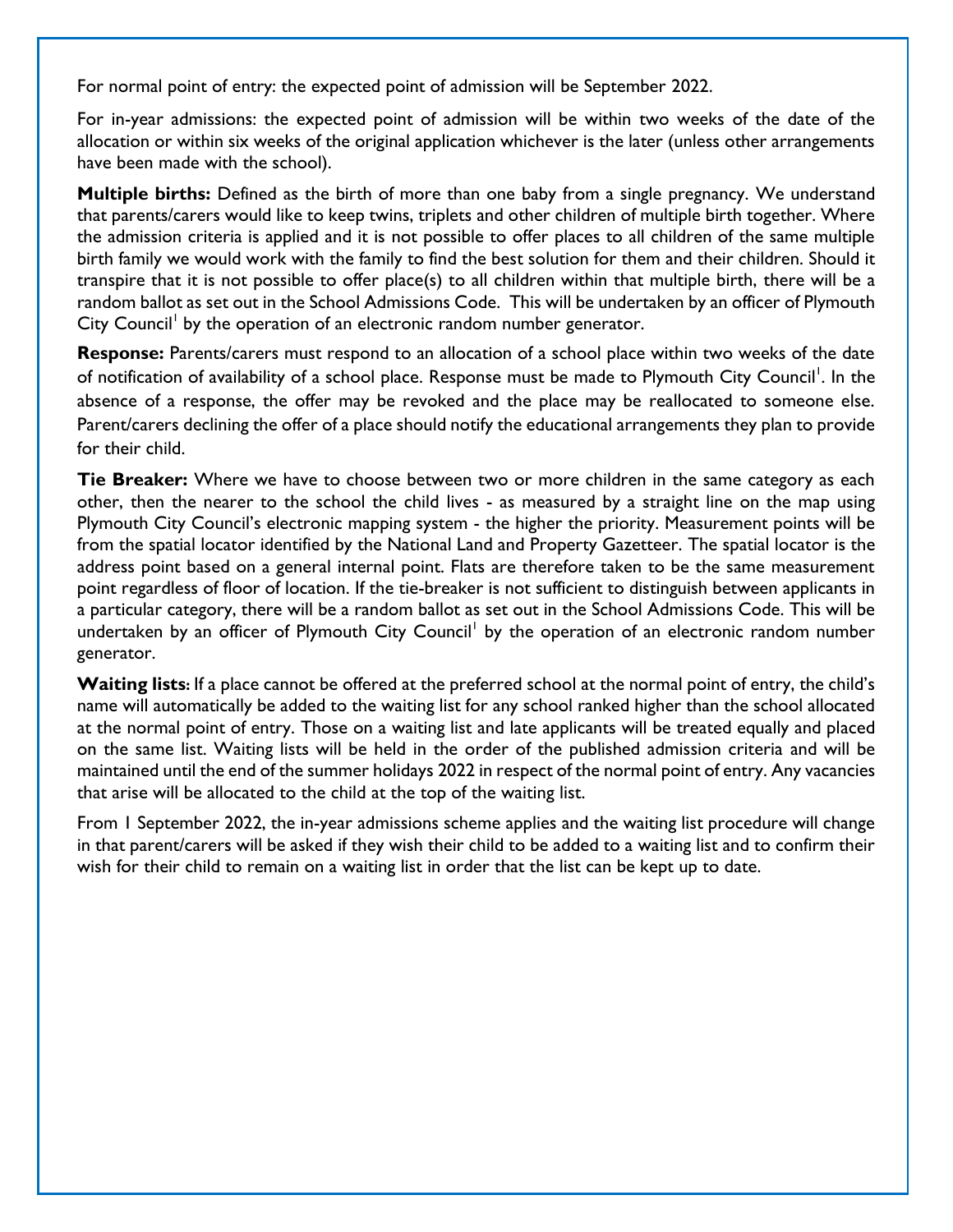For normal point of entry: the expected point of admission will be September 2022.

For in-year admissions: the expected point of admission will be within two weeks of the date of the allocation or within six weeks of the original application whichever is the later (unless other arrangements have been made with the school).

**Multiple births:** Defined as the birth of more than one baby from a single pregnancy. We understand that parents/carers would like to keep twins, triplets and other children of multiple birth together. Where the admission criteria is applied and it is not possible to offer places to all children of the same multiple birth family we would work with the family to find the best solution for them and their children. Should it transpire that it is not possible to offer place(s) to all children within that multiple birth, there will be a random ballot as set out in the School Admissions Code. This will be undertaken by an officer of Plymouth City Council[1] by the operation of an electronic random number generator.

**Response:** Parents/carers must respond to an allocation of a school place within two weeks of the date of notification of availability of a school place. Response must be made to Plymouth City Council[1]. In the absence of a response, the offer may be revoked and the place may be reallocated to someone else. Parent/carers declining the offer of a place should notify the educational arrangements they plan to provide for their child.

**Tie Breaker:** Where we have to choose between two or more children in the same category as each other, then the nearer to the school the child lives - as measured by a straight line on the map using Plymouth City Council's electronic mapping system - the higher the priority. Measurement points will be from the spatial locator identified by the National Land and Property Gazetteer. The spatial locator is the address point based on a general internal point. Flats are therefore taken to be the same measurement point regardless of floor of location. If the tie-breaker is not sufficient to distinguish between applicants in a particular category, there will be a random ballot as set out in the School Admissions Code. This will be undertaken by an officer of Plymouth City Council[1] by the operation of an electronic random number generator.

**Waiting lists:** If a place cannot be offered at the preferred school at the normal point of entry, the child's name will automatically be added to the waiting list for any school ranked higher than the school allocated at the normal point of entry. Those on a waiting list and late applicants will be treated equally and placed on the same list. Waiting lists will be held in the order of the published admission criteria and will be maintained until the end of the summer holidays 2022 in respect of the normal point of entry. Any vacancies that arise will be allocated to the child at the top of the waiting list.

From 1 September 2022, the in-year admissions scheme applies and the waiting list procedure will change in that parent/carers will be asked if they wish their child to be added to a waiting list and to confirm their wish for their child to remain on a waiting list in order that the list can be kept up to date.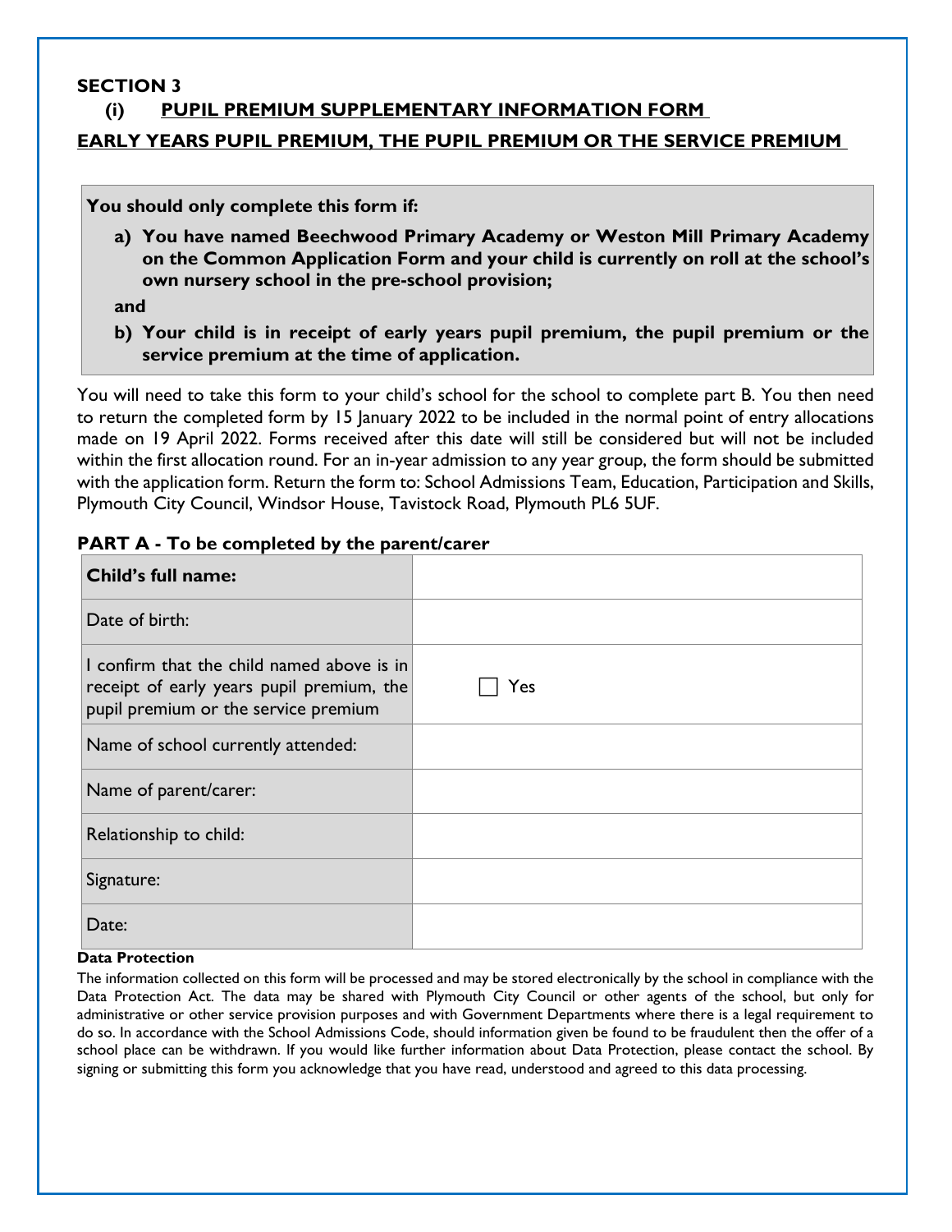## SECTION 3

### (i) PUPIL PREMIUM SUPPLEMENTARY INFORMATION FORM

### EARLY YEARS PUPIL PREMIUM, THE PUPIL PREMIUM OR THE SERVICE PREMIUM

**You should only complete this form if:**

**a) You have named Beechwood Primary Academy or Weston Mill Primary Academy on the Common Application Form and your child is currently on roll at the school's own nursery school in the pre-school provision;**

**and**

**b) Your child is in receipt of early years pupil premium, the pupil premium or the service premium at the time of application.**

You will need to take this form to your child's school for the school to complete part B. You then need to return the completed form by 15 January 2022 to be included in the normal point of entry allocations made on 19 April 2022. Forms received after this date will still be considered but will not be included within the first allocation round. For an in-year admission to any year group, the form should be submitted with the application form. Return the form to: School Admissions Team, Education, Participation and Skills, Plymouth City Council, Windsor House, Tavistock Road, Plymouth PL6 5UF.

**PART A - To be completed by the parent/carer**

| **Child's full name:** | |
|---|---|
| Date of birth: | |
| I confirm that the child named above is in receipt of early years pupil premium, the pupil premium or the service premium | ☐ Yes |
| Name of school currently attended: | |
| Name of parent/carer: | |
| Relationship to child: | |
| Signature: | |
| Date: | |

**Data Protection**

The information collected on this form will be processed and may be stored electronically by the school in compliance with the Data Protection Act. The data may be shared with Plymouth City Council or other agents of the school, but only for administrative or other service provision purposes and with Government Departments where there is a legal requirement to do so. In accordance with the School Admissions Code, should information given be found to be fraudulent then the offer of a school place can be withdrawn. If you would like further information about Data Protection, please contact the school. By signing or submitting this form you acknowledge that you have read, understood and agreed to this data processing.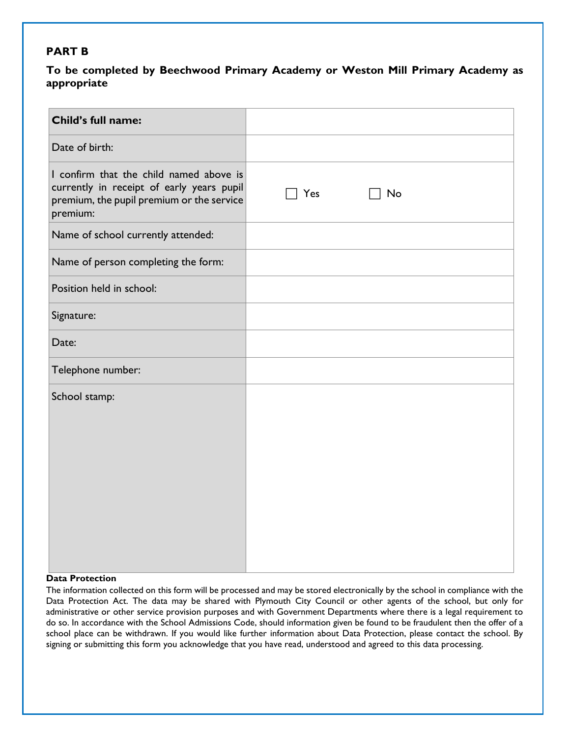**PART B**

**To be completed by Beechwood Primary Academy or Weston Mill Primary Academy as appropriate**

| **Child's full name:** | |
|---|---|
| Date of birth: | |
| I confirm that the child named above is currently in receipt of early years pupil premium, the pupil premium or the service premium: | ☐ Yes ☐ No |
| Name of school currently attended: | |
| Name of person completing the form: | |
| Position held in school: | |
| Signature: | |
| Date: | |
| Telephone number: | |
| School stamp: | |

**Data Protection**

The information collected on this form will be processed and may be stored electronically by the school in compliance with the Data Protection Act. The data may be shared with Plymouth City Council or other agents of the school, but only for administrative or other service provision purposes and with Government Departments where there is a legal requirement to do so. In accordance with the School Admissions Code, should information given be found to be fraudulent then the offer of a school place can be withdrawn. If you would like further information about Data Protection, please contact the school. By signing or submitting this form you acknowledge that you have read, understood and agreed to this data processing.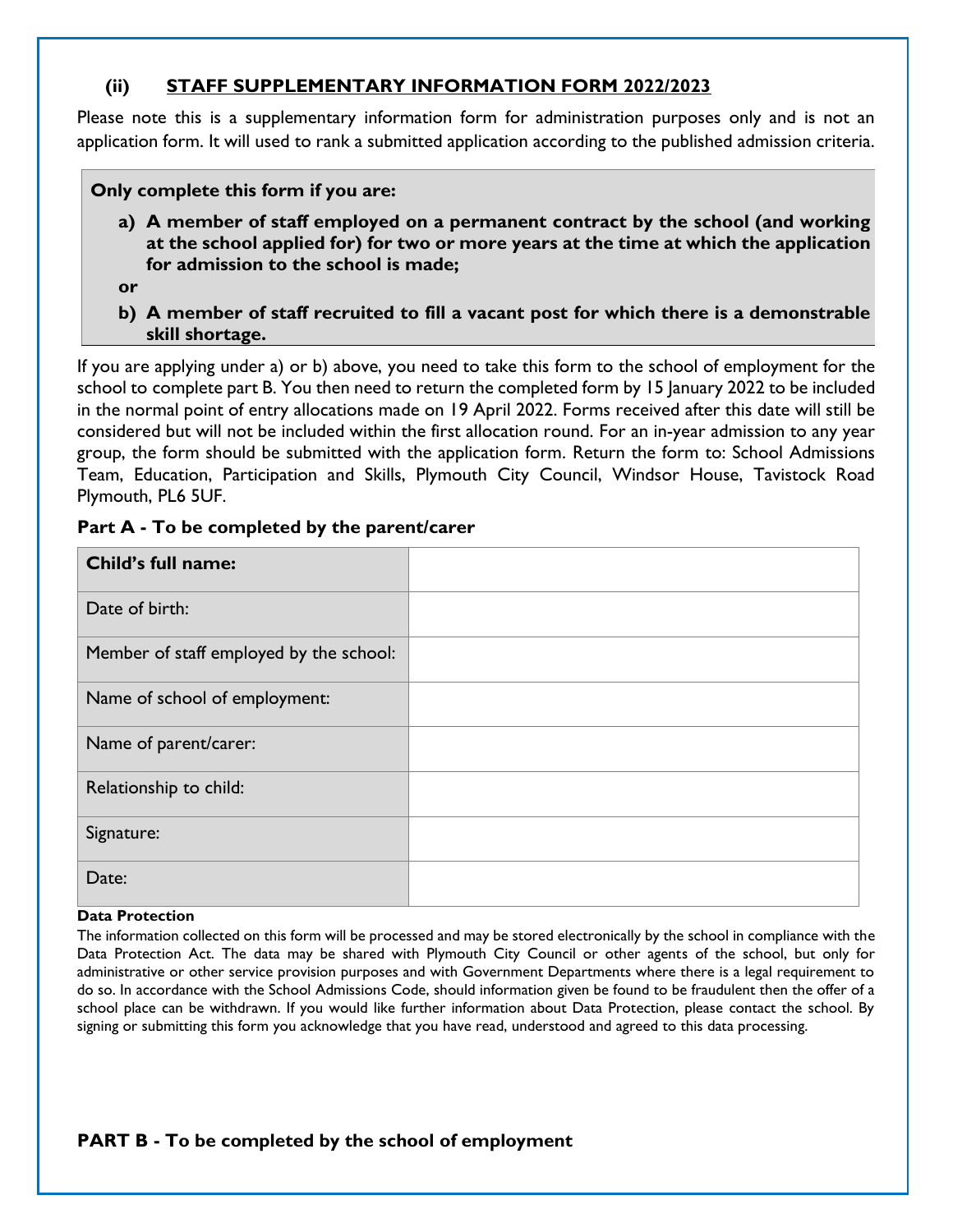## (ii) STAFF SUPPLEMENTARY INFORMATION FORM 2022/2023

Please note this is a supplementary information form for administration purposes only and is not an application form. It will used to rank a submitted application according to the published admission criteria.

**Only complete this form if you are:**

**a) A member of staff employed on a permanent contract by the school (and working at the school applied for) for two or more years at the time at which the application for admission to the school is made;**

**or**

**b) A member of staff recruited to fill a vacant post for which there is a demonstrable skill shortage.**

If you are applying under a) or b) above, you need to take this form to the school of employment for the school to complete part B. You then need to return the completed form by 15 January 2022 to be included in the normal point of entry allocations made on 19 April 2022. Forms received after this date will still be considered but will not be included within the first allocation round. For an in-year admission to any year group, the form should be submitted with the application form. Return the form to: School Admissions Team, Education, Participation and Skills, Plymouth City Council, Windsor House, Tavistock Road Plymouth, PL6 5UF.

### Part A - To be completed by the parent/carer

| **Child's full name:** | |
|---|---|
| Date of birth: | |
| Member of staff employed by the school: | |
| Name of school of employment: | |
| Name of parent/carer: | |
| Relationship to child: | |
| Signature: | |
| Date: | |

**Data Protection**

The information collected on this form will be processed and may be stored electronically by the school in compliance with the Data Protection Act. The data may be shared with Plymouth City Council or other agents of the school, but only for administrative or other service provision purposes and with Government Departments where there is a legal requirement to do so. In accordance with the School Admissions Code, should information given be found to be fraudulent then the offer of a school place can be withdrawn. If you would like further information about Data Protection, please contact the school. By signing or submitting this form you acknowledge that you have read, understood and agreed to this data processing.

### PART B - To be completed by the school of employment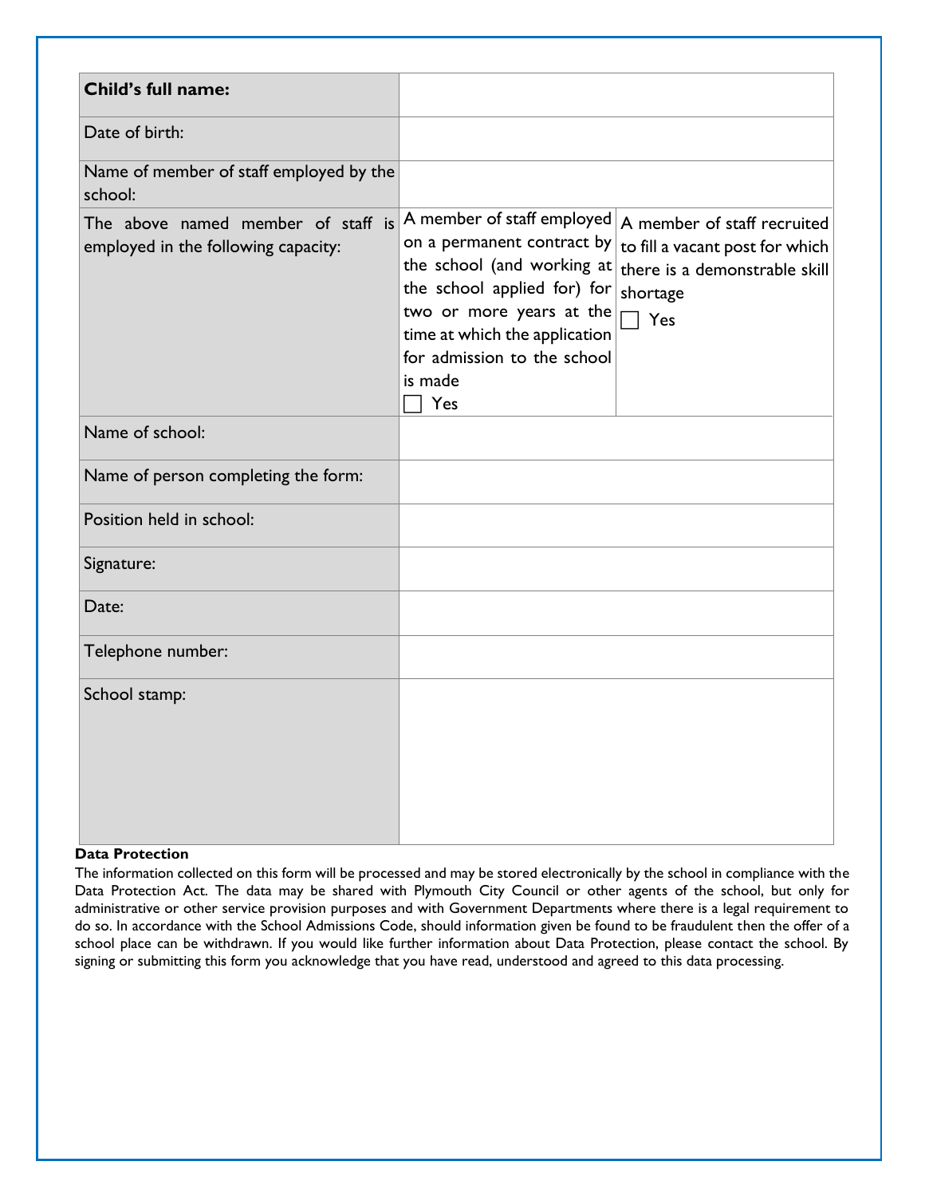| **Child's full name:** | | |
|---|---|---|
| Date of birth: | | |
| Name of member of staff employed by the school: | | |
| The above named member of staff is employed in the following capacity: | A member of staff employed on a permanent contract by the school (and working at the school applied for) for two or more years at the time at which the application for admission to the school is made ☐ Yes | A member of staff recruited to fill a vacant post for which there is a demonstrable skill shortage ☐ Yes |
| Name of school: | | |
| Name of person completing the form: | | |
| Position held in school: | | |
| Signature: | | |
| Date: | | |
| Telephone number: | | |
| School stamp: | | |

**Data Protection**

The information collected on this form will be processed and may be stored electronically by the school in compliance with the Data Protection Act. The data may be shared with Plymouth City Council or other agents of the school, but only for administrative or other service provision purposes and with Government Departments where there is a legal requirement to do so. In accordance with the School Admissions Code, should information given be found to be fraudulent then the offer of a school place can be withdrawn. If you would like further information about Data Protection, please contact the school. By signing or submitting this form you acknowledge that you have read, understood and agreed to this data processing.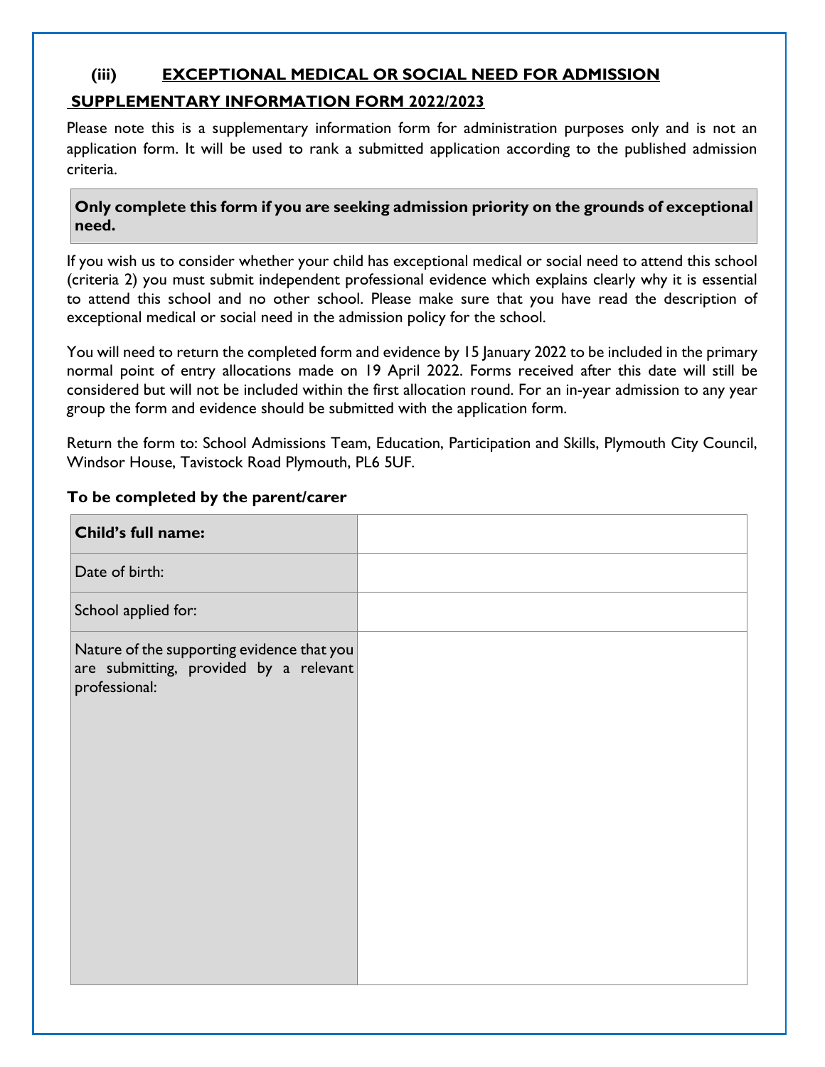## (iii) EXCEPTIONAL MEDICAL OR SOCIAL NEED FOR ADMISSION

### SUPPLEMENTARY INFORMATION FORM 2022/2023

Please note this is a supplementary information form for administration purposes only and is not an application form. It will be used to rank a submitted application according to the published admission criteria.

**Only complete this form if you are seeking admission priority on the grounds of exceptional need.**

If you wish us to consider whether your child has exceptional medical or social need to attend this school (criteria 2) you must submit independent professional evidence which explains clearly why it is essential to attend this school and no other school. Please make sure that you have read the description of exceptional medical or social need in the admission policy for the school.

You will need to return the completed form and evidence by 15 January 2022 to be included in the primary normal point of entry allocations made on 19 April 2022. Forms received after this date will still be considered but will not be included within the first allocation round. For an in-year admission to any year group the form and evidence should be submitted with the application form.

Return the form to: School Admissions Team, Education, Participation and Skills, Plymouth City Council, Windsor House, Tavistock Road Plymouth, PL6 5UF.

**To be completed by the parent/carer**

| **Child's full name:** | |
|---|---|
| Date of birth: | |
| School applied for: | |
| Nature of the supporting evidence that you are submitting, provided by a relevant professional: | |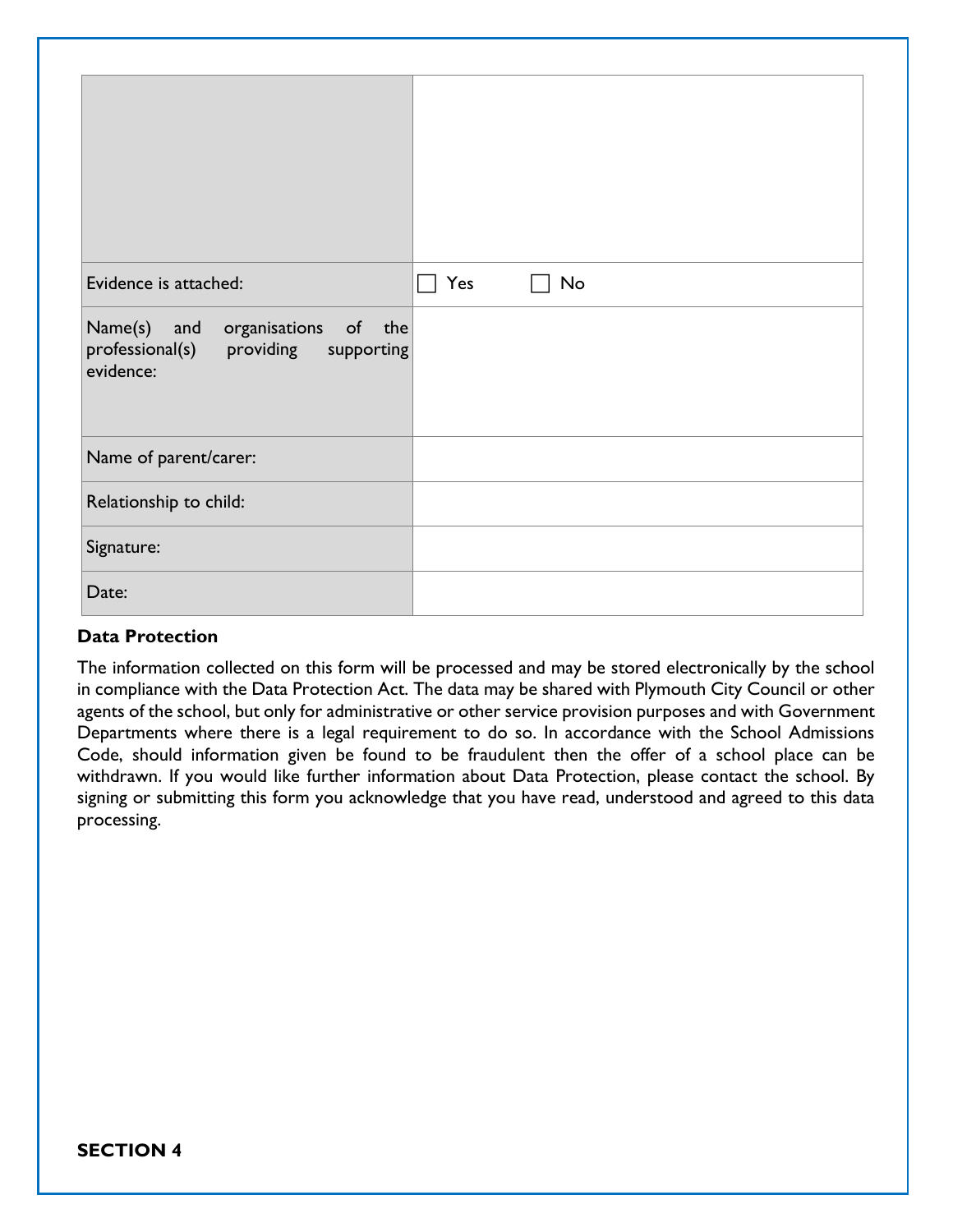| | |
|---|---|
| | |
| Evidence is attached: | ☐ Yes ☐ No |
| Name(s) and organisations of the professional(s) providing supporting evidence: | |
| Name of parent/carer: | |
| Relationship to child: | |
| Signature: | |
| Date: | |

**Data Protection**

The information collected on this form will be processed and may be stored electronically by the school in compliance with the Data Protection Act. The data may be shared with Plymouth City Council or other agents of the school, but only for administrative or other service provision purposes and with Government Departments where there is a legal requirement to do so. In accordance with the School Admissions Code, should information given be found to be fraudulent then the offer of a school place can be withdrawn. If you would like further information about Data Protection, please contact the school. By signing or submitting this form you acknowledge that you have read, understood and agreed to this data processing.

**SECTION 4**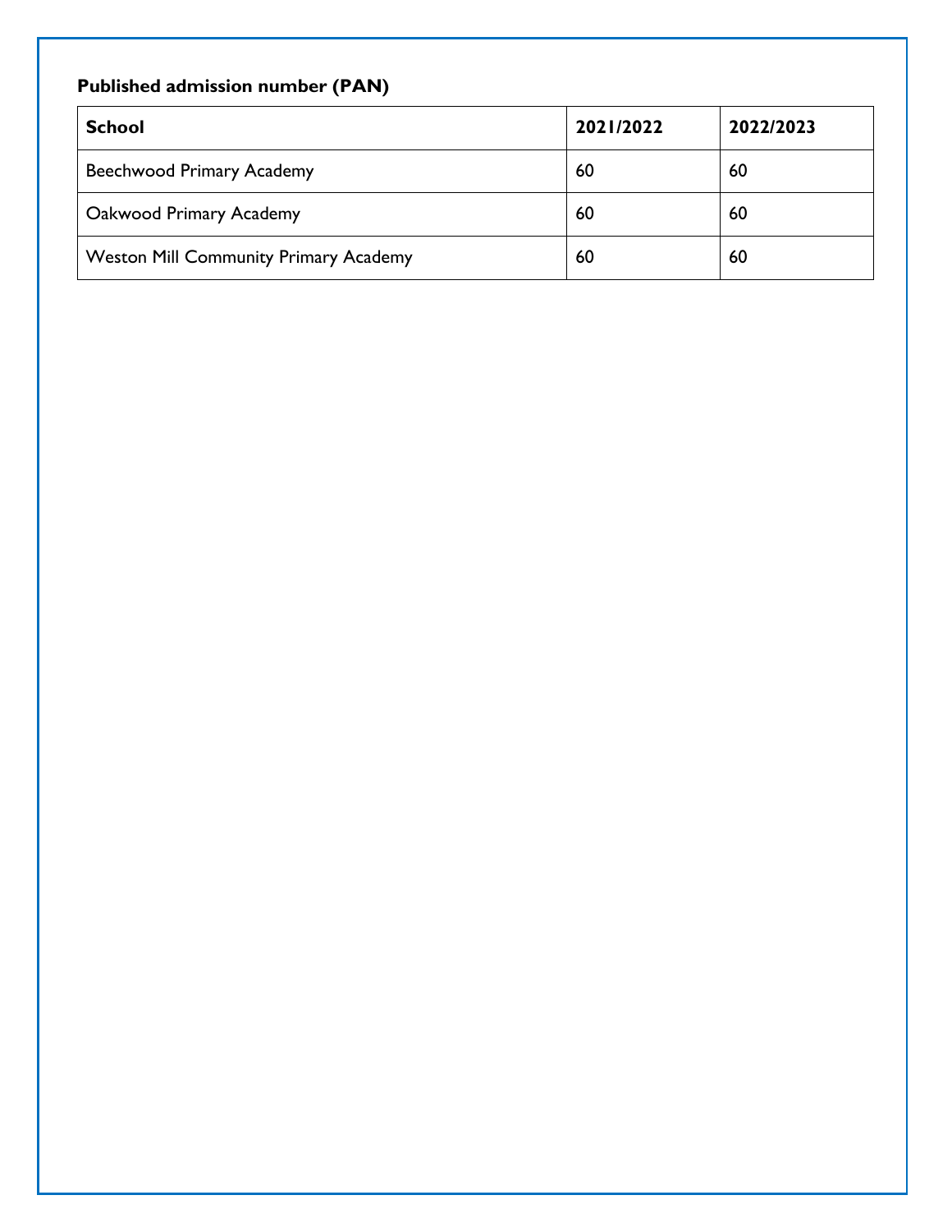**Published admission number (PAN)**

| School | 2021/2022 | 2022/2023 |
|---|---|---|
| Beechwood Primary Academy | 60 | 60 |
| Oakwood Primary Academy | 60 | 60 |
| Weston Mill Community Primary Academy | 60 | 60 |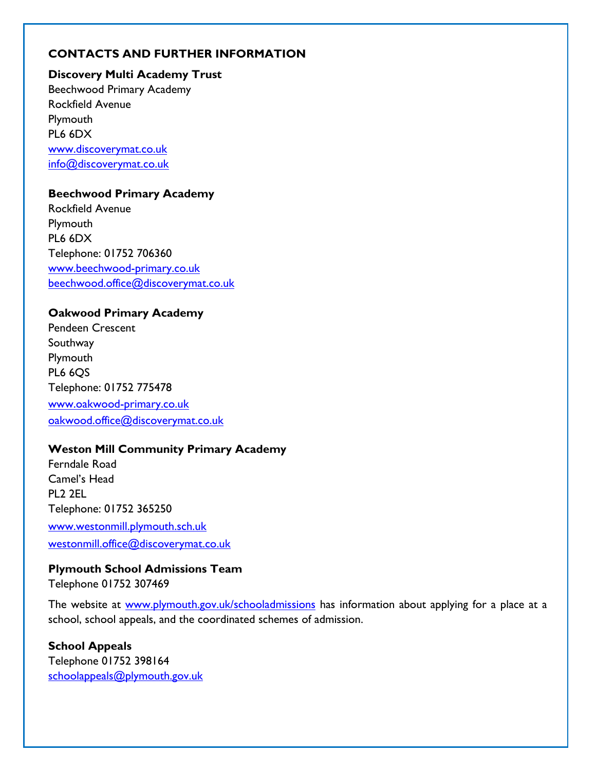## CONTACTS AND FURTHER INFORMATION

**Discovery Multi Academy Trust**
Beechwood Primary Academy
Rockfield Avenue
Plymouth
PL6 6DX
www.discoverymat.co.uk
info@discoverymat.co.uk

**Beechwood Primary Academy**
Rockfield Avenue
Plymouth
PL6 6DX
Telephone: 01752 706360
www.beechwood-primary.co.uk
beechwood.office@discoverymat.co.uk

**Oakwood Primary Academy**
Pendeen Crescent
Southway
Plymouth
PL6 6QS
Telephone: 01752 775478
www.oakwood-primary.co.uk
oakwood.office@discoverymat.co.uk

**Weston Mill Community Primary Academy**
Ferndale Road
Camel's Head
PL2 2EL
Telephone: 01752 365250
www.westonmill.plymouth.sch.uk
westonmill.office@discoverymat.co.uk

**Plymouth School Admissions Team**
Telephone 01752 307469

The website at www.plymouth.gov.uk/schooladmissions has information about applying for a place at a school, school appeals, and the coordinated schemes of admission.

**School Appeals**
Telephone 01752 398164
schoolappeals@plymouth.gov.uk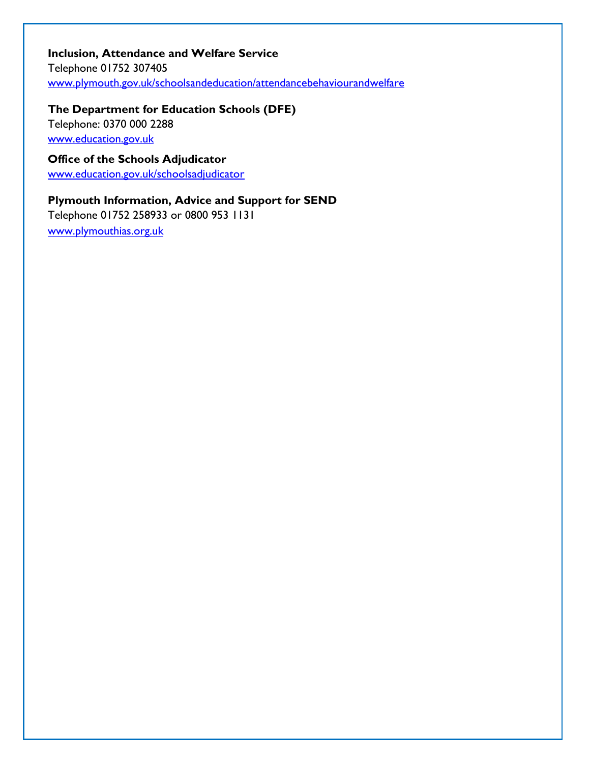**Inclusion, Attendance and Welfare Service**
Telephone 01752 307405
www.plymouth.gov.uk/schoolsandeducation/attendancebehaviourandwelfare

**The Department for Education Schools (DFE)**
Telephone: 0370 000 2288
www.education.gov.uk

**Office of the Schools Adjudicator**
www.education.gov.uk/schoolsadjudicator

**Plymouth Information, Advice and Support for SEND**
Telephone 01752 258933 or 0800 953 1131
www.plymouthias.org.uk